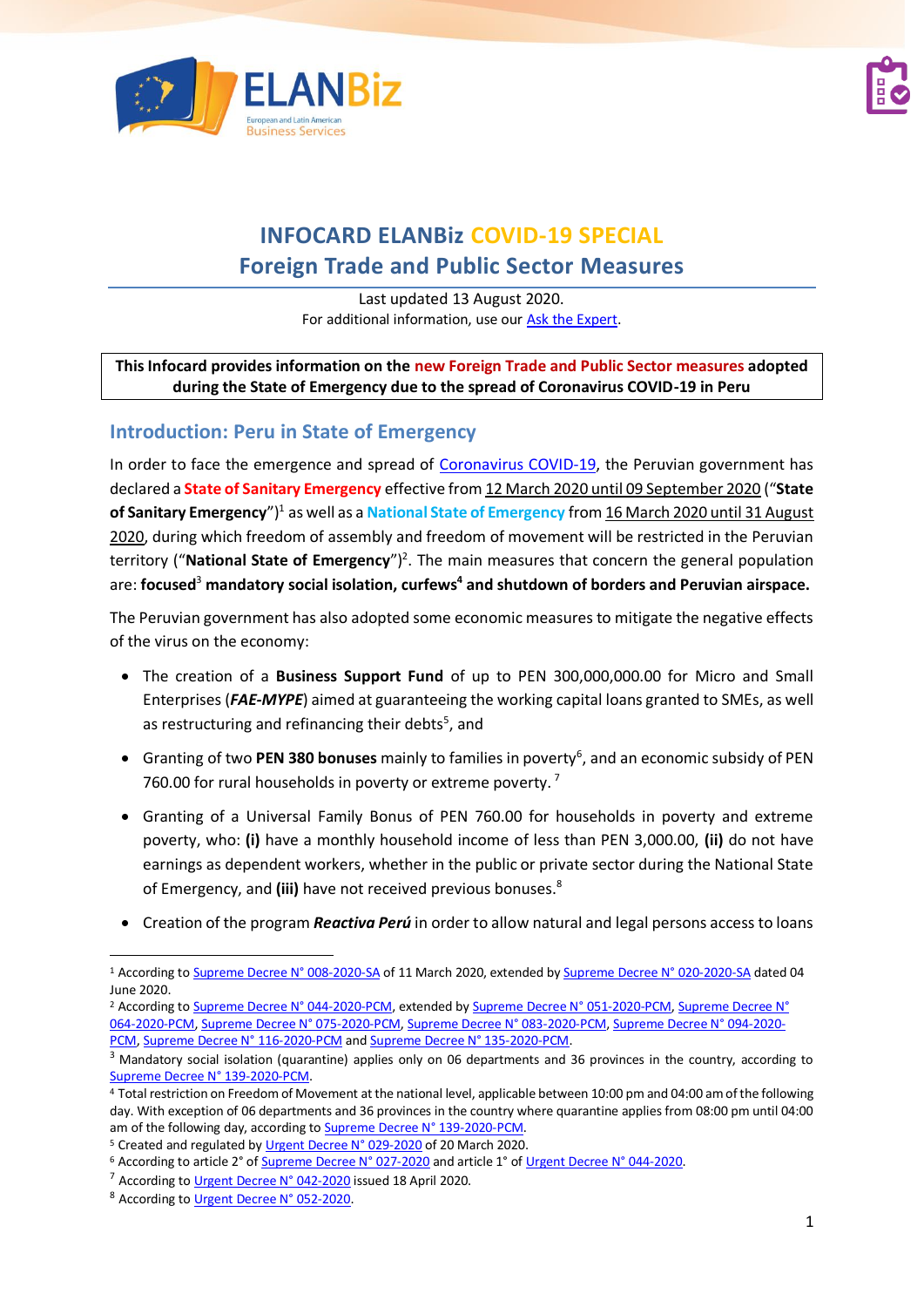# INFOCARD ELANBiz COVID-19 SPECIAL
## Foreign Trade and Public Sector Measures

Last updated 13 August 2020.
For additional information, use our Ask the Expert.

**This Infocard provides information on the new Foreign Trade and Public Sector measures adopted during the State of Emergency due to the spread of Coronavirus COVID-19 in Peru**

## Introduction: Peru in State of Emergency

In order to face the emergence and spread of Coronavirus COVID-19, the Peruvian government has declared a **State of Sanitary Emergency** effective from 12 March 2020 until 09 September 2020 ("**State of Sanitary Emergency**")[1] as well as a **National State of Emergency** from 16 March 2020 until 31 August 2020, during which freedom of assembly and freedom of movement will be restricted in the Peruvian territory ("**National State of Emergency**")[2]. The main measures that concern the general population are: **focused**[3] **mandatory social isolation, curfews**[4] **and shutdown of borders and Peruvian airspace.**

The Peruvian government has also adopted some economic measures to mitigate the negative effects of the virus on the economy:

- The creation of a **Business Support Fund** of up to PEN 300,000,000.00 for Micro and Small Enterprises (***FAE-MYPE***) aimed at guaranteeing the working capital loans granted to SMEs, as well as restructuring and refinancing their debts[5], and
- Granting of two **PEN 380 bonuses** mainly to families in poverty[6], and an economic subsidy of PEN 760.00 for rural households in poverty or extreme poverty.[7]
- Granting of a Universal Family Bonus of PEN 760.00 for households in poverty and extreme poverty, who: **(i)** have a monthly household income of less than PEN 3,000.00, **(ii)** do not have earnings as dependent workers, whether in the public or private sector during the National State of Emergency, and **(iii)** have not received previous bonuses.[8]
- Creation of the program ***Reactiva Perú*** in order to allow natural and legal persons access to loans

---

[1] According to Supreme Decree N° 008-2020-SA of 11 March 2020, extended by Supreme Decree N° 020-2020-SA dated 04 June 2020.

[2] According to Supreme Decree N° 044-2020-PCM, extended by Supreme Decree N° 051-2020-PCM, Supreme Decree N° 064-2020-PCM, Supreme Decree N° 075-2020-PCM, Supreme Decree N° 083-2020-PCM, Supreme Decree N° 094-2020-PCM, Supreme Decree N° 116-2020-PCM and Supreme Decree N° 135-2020-PCM.

[3] Mandatory social isolation (quarantine) applies only on 06 departments and 36 provinces in the country, according to Supreme Decree N° 139-2020-PCM.

[4] Total restriction on Freedom of Movement at the national level, applicable between 10:00 pm and 04:00 am of the following day. With exception of 06 departments and 36 provinces in the country where quarantine applies from 08:00 pm until 04:00 am of the following day, according to Supreme Decree N° 139-2020-PCM.

[5] Created and regulated by Urgent Decree N° 029-2020 of 20 March 2020.

[6] According to article 2° of Supreme Decree N° 027-2020 and article 1° of Urgent Decree N° 044-2020.

[7] According to Urgent Decree N° 042-2020 issued 18 April 2020.

[8] According to Urgent Decree N° 052-2020.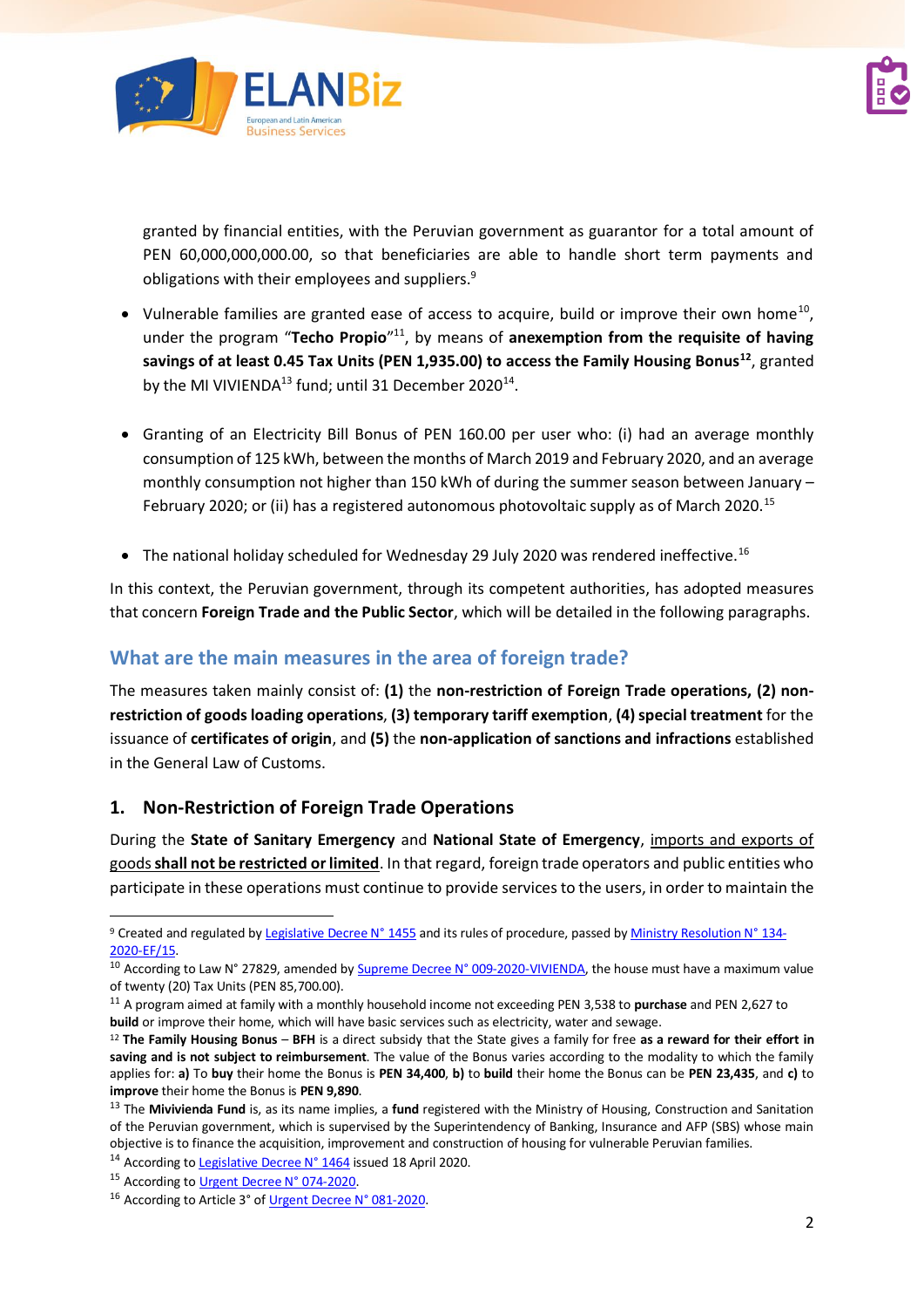granted by financial entities, with the Peruvian government as guarantor for a total amount of PEN 60,000,000,000.00, so that beneficiaries are able to handle short term payments and obligations with their employees and suppliers.[9]

- Vulnerable families are granted ease of access to acquire, build or improve their own home[10], under the program "**Techo Propio**"[11], by means of **anexemption from the requisite of having savings of at least 0.45 Tax Units (PEN 1,935.00) to access the Family Housing Bonus**[12], granted by the MI VIVIENDA[13] fund; until 31 December 2020[14].

- Granting of an Electricity Bill Bonus of PEN 160.00 per user who: (i) had an average monthly consumption of 125 kWh, between the months of March 2019 and February 2020, and an average monthly consumption not higher than 150 kWh of during the summer season between January – February 2020; or (ii) has a registered autonomous photovoltaic supply as of March 2020.[15]

- The national holiday scheduled for Wednesday 29 July 2020 was rendered ineffective.[16]

In this context, the Peruvian government, through its competent authorities, has adopted measures that concern **Foreign Trade and the Public Sector**, which will be detailed in the following paragraphs.

## What are the main measures in the area of foreign trade?

The measures taken mainly consist of: **(1)** the **non-restriction of Foreign Trade operations, (2) non-restriction of goods loading operations**, **(3) temporary tariff exemption**, **(4) special treatment** for the issuance of **certificates of origin**, and **(5)** the **non-application of sanctions and infractions** established in the General Law of Customs.

### 1. Non-Restriction of Foreign Trade Operations

During the **State of Sanitary Emergency** and **National State of Emergency**, imports and exports of goods **shall not be restricted or limited**. In that regard, foreign trade operators and public entities who participate in these operations must continue to provide services to the users, in order to maintain the

---

[9] Created and regulated by Legislative Decree N° 1455 and its rules of procedure, passed by Ministry Resolution N° 134-2020-EF/15.

[10] According to Law N° 27829, amended by Supreme Decree N° 009-2020-VIVIENDA, the house must have a maximum value of twenty (20) Tax Units (PEN 85,700.00).

[11] A program aimed at family with a monthly household income not exceeding PEN 3,538 to **purchase** and PEN 2,627 to **build** or improve their home, which will have basic services such as electricity, water and sewage.

[12] **The Family Housing Bonus** – **BFH** is a direct subsidy that the State gives a family for free **as a reward for their effort in saving and is not subject to reimbursement**. The value of the Bonus varies according to the modality to which the family applies for: **a)** To **buy** their home the Bonus is **PEN 34,400**, **b)** to **build** their home the Bonus can be **PEN 23,435**, and **c)** to **improve** their home the Bonus is **PEN 9,890**.

[13] The **Mivivienda Fund** is, as its name implies, a **fund** registered with the Ministry of Housing, Construction and Sanitation of the Peruvian government, which is supervised by the Superintendency of Banking, Insurance and AFP (SBS) whose main objective is to finance the acquisition, improvement and construction of housing for vulnerable Peruvian families.

[14] According to Legislative Decree N° 1464 issued 18 April 2020.

[15] According to Urgent Decree N° 074-2020.

[16] According to Article 3° of Urgent Decree N° 081-2020.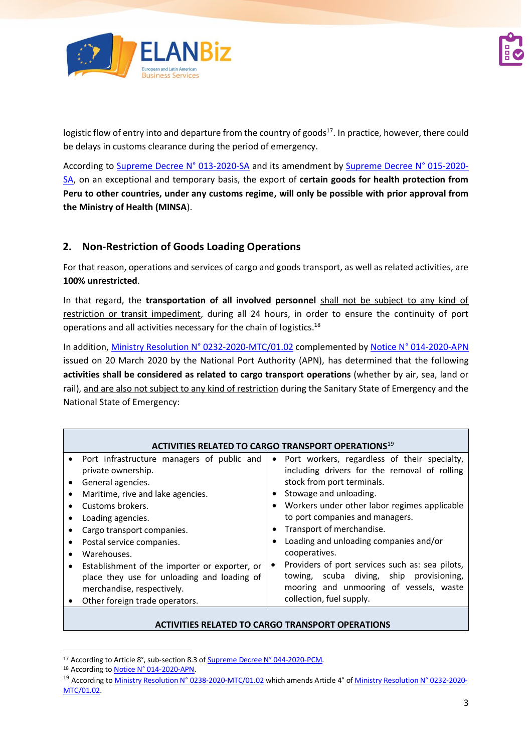logistic flow of entry into and departure from the country of goods[17]. In practice, however, there could be delays in customs clearance during the period of emergency.

According to Supreme Decree N° 013-2020-SA and its amendment by Supreme Decree N° 015-2020-SA, on an exceptional and temporary basis, the export of **certain goods for health protection from Peru to other countries, under any customs regime, will only be possible with prior approval from the Ministry of Health (MINSA)**.

## 2. Non-Restriction of Goods Loading Operations

For that reason, operations and services of cargo and goods transport, as well as related activities, are **100% unrestricted**.

In that regard, the **transportation of all involved personnel** shall not be subject to any kind of restriction or transit impediment, during all 24 hours, in order to ensure the continuity of port operations and all activities necessary for the chain of logistics.[18]

In addition, Ministry Resolution N° 0232-2020-MTC/01.02 complemented by Notice N° 014-2020-APN issued on 20 March 2020 by the National Port Authority (APN), has determined that the following **activities shall be considered as related to cargo transport operations** (whether by air, sea, land or rail), and are also not subject to any kind of restriction during the Sanitary State of Emergency and the National State of Emergency:

| **ACTIVITIES RELATED TO CARGO TRANSPORT OPERATIONS**[19] | |
|---|---|
| • Port infrastructure managers of public and private ownership.<br>• General agencies.<br>• Maritime, rive and lake agencies.<br>• Customs brokers.<br>• Loading agencies.<br>• Cargo transport companies.<br>• Postal service companies.<br>• Warehouses.<br>• Establishment of the importer or exporter, or place they use for unloading and loading of merchandise, respectively.<br>• Other foreign trade operators. | • Port workers, regardless of their specialty, including drivers for the removal of rolling stock from port terminals.<br>• Stowage and unloading.<br>• Workers under other labor regimes applicable to port companies and managers.<br>• Transport of merchandise.<br>• Loading and unloading companies and/or cooperatives.<br>• Providers of port services such as: sea pilots, towing, scuba diving, ship provisioning, mooring and unmooring of vessels, waste collection, fuel supply. |
| **ACTIVITIES RELATED TO CARGO TRANSPORT OPERATIONS** | |

[17] According to Article 8°, sub-section 8.3 of Supreme Decree N° 044-2020-PCM.

[18] According to Notice N° 014-2020-APN.

[19] According to Ministry Resolution N° 0238-2020-MTC/01.02 which amends Article 4° of Ministry Resolution N° 0232-2020-MTC/01.02.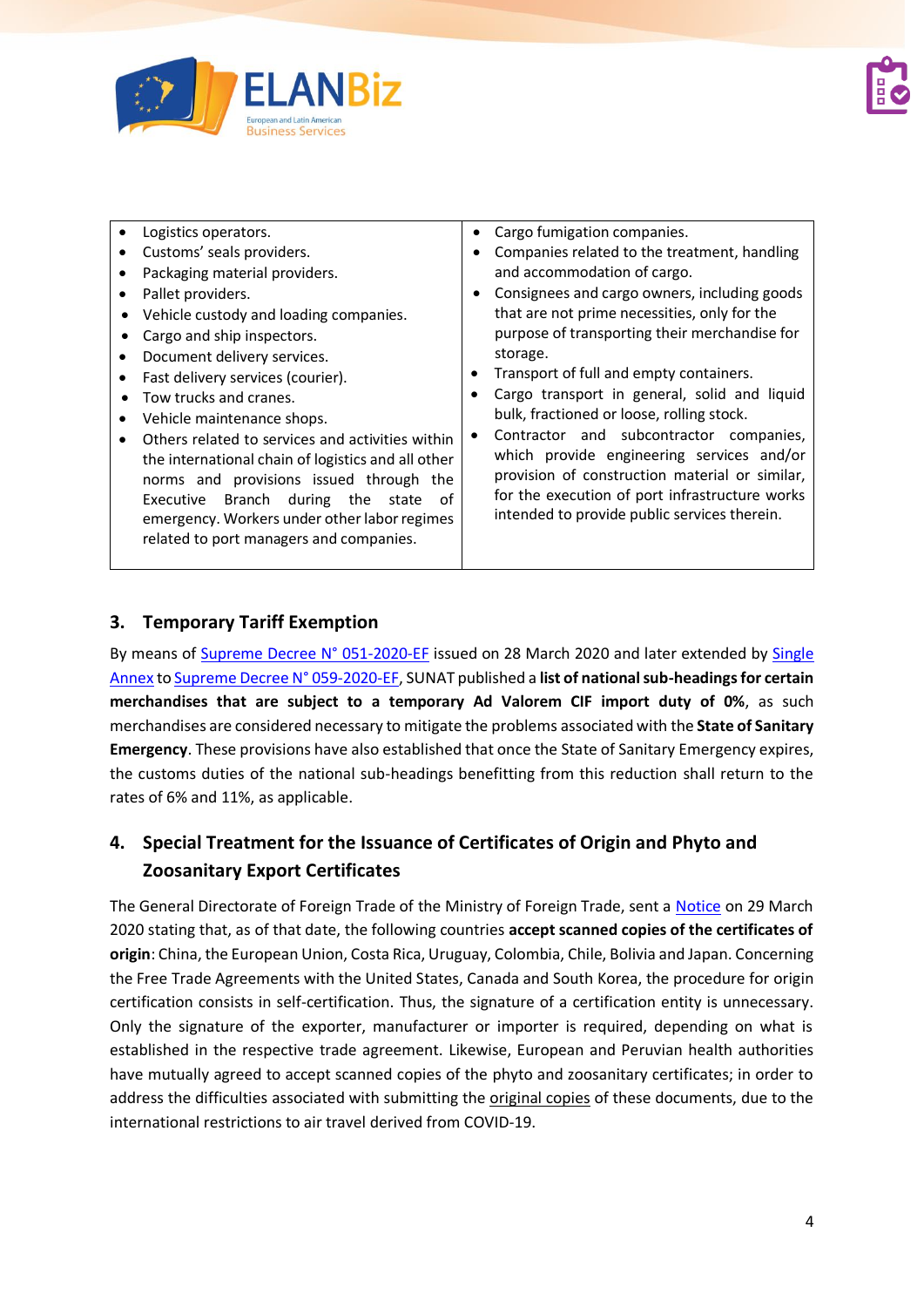| | |
|---|---|
| • Logistics operators.<br>• Customs' seals providers.<br>• Packaging material providers.<br>• Pallet providers.<br>• Vehicle custody and loading companies.<br>• Cargo and ship inspectors.<br>• Document delivery services.<br>• Fast delivery services (courier).<br>• Tow trucks and cranes.<br>• Vehicle maintenance shops.<br>• Others related to services and activities within the international chain of logistics and all other norms and provisions issued through the Executive Branch during the state of emergency. Workers under other labor regimes related to port managers and companies. | • Cargo fumigation companies.<br>• Companies related to the treatment, handling and accommodation of cargo.<br>• Consignees and cargo owners, including goods that are not prime necessities, only for the purpose of transporting their merchandise for storage.<br>• Transport of full and empty containers.<br>• Cargo transport in general, solid and liquid bulk, fractioned or loose, rolling stock.<br>• Contractor and subcontractor companies, which provide engineering services and/or provision of construction material or similar, for the execution of port infrastructure works intended to provide public services therein. |

## 3. Temporary Tariff Exemption

By means of Supreme Decree N° 051-2020-EF issued on 28 March 2020 and later extended by Single Annex to Supreme Decree N° 059-2020-EF, SUNAT published a **list of national sub-headings for certain merchandises that are subject to a temporary Ad Valorem CIF import duty of 0%**, as such merchandises are considered necessary to mitigate the problems associated with the **State of Sanitary Emergency**. These provisions have also established that once the State of Sanitary Emergency expires, the customs duties of the national sub-headings benefitting from this reduction shall return to the rates of 6% and 11%, as applicable.

## 4. Special Treatment for the Issuance of Certificates of Origin and Phyto and Zoosanitary Export Certificates

The General Directorate of Foreign Trade of the Ministry of Foreign Trade, sent a Notice on 29 March 2020 stating that, as of that date, the following countries **accept scanned copies of the certificates of origin**: China, the European Union, Costa Rica, Uruguay, Colombia, Chile, Bolivia and Japan. Concerning the Free Trade Agreements with the United States, Canada and South Korea, the procedure for origin certification consists in self-certification. Thus, the signature of a certification entity is unnecessary. Only the signature of the exporter, manufacturer or importer is required, depending on what is established in the respective trade agreement. Likewise, European and Peruvian health authorities have mutually agreed to accept scanned copies of the phyto and zoosanitary certificates; in order to address the difficulties associated with submitting the original copies of these documents, due to the international restrictions to air travel derived from COVID-19.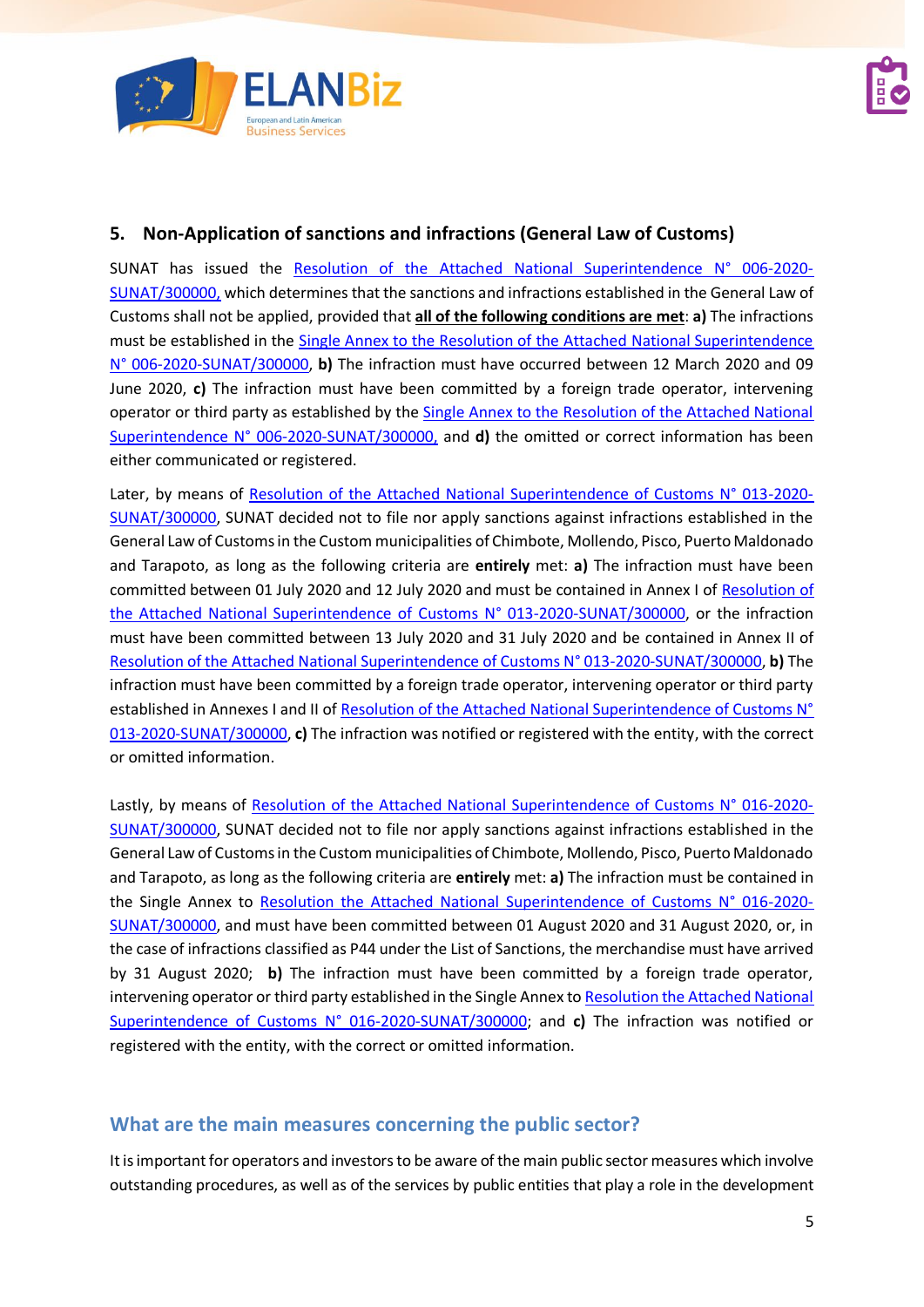## 5. Non-Application of sanctions and infractions (General Law of Customs)

SUNAT has issued the Resolution of the Attached National Superintendence N° 006-2020-SUNAT/300000, which determines that the sanctions and infractions established in the General Law of Customs shall not be applied, provided that **all of the following conditions are met**: **a)** The infractions must be established in the Single Annex to the Resolution of the Attached National Superintendence N° 006-2020-SUNAT/300000, **b)** The infraction must have occurred between 12 March 2020 and 09 June 2020, **c)** The infraction must have been committed by a foreign trade operator, intervening operator or third party as established by the Single Annex to the Resolution of the Attached National Superintendence N° 006-2020-SUNAT/300000, and **d)** the omitted or correct information has been either communicated or registered.

Later, by means of Resolution of the Attached National Superintendence of Customs N° 013-2020-SUNAT/300000, SUNAT decided not to file nor apply sanctions against infractions established in the General Law of Customs in the Custom municipalities of Chimbote, Mollendo, Pisco, Puerto Maldonado and Tarapoto, as long as the following criteria are **entirely** met: **a)** The infraction must have been committed between 01 July 2020 and 12 July 2020 and must be contained in Annex I of Resolution of the Attached National Superintendence of Customs N° 013-2020-SUNAT/300000, or the infraction must have been committed between 13 July 2020 and 31 July 2020 and be contained in Annex II of Resolution of the Attached National Superintendence of Customs N° 013-2020-SUNAT/300000, **b)** The infraction must have been committed by a foreign trade operator, intervening operator or third party established in Annexes I and II of Resolution of the Attached National Superintendence of Customs N° 013-2020-SUNAT/300000, **c)** The infraction was notified or registered with the entity, with the correct or omitted information.

Lastly, by means of Resolution of the Attached National Superintendence of Customs N° 016-2020-SUNAT/300000, SUNAT decided not to file nor apply sanctions against infractions established in the General Law of Customs in the Custom municipalities of Chimbote, Mollendo, Pisco, Puerto Maldonado and Tarapoto, as long as the following criteria are **entirely** met: **a)** The infraction must be contained in the Single Annex to Resolution the Attached National Superintendence of Customs N° 016-2020-SUNAT/300000, and must have been committed between 01 August 2020 and 31 August 2020, or, in the case of infractions classified as P44 under the List of Sanctions, the merchandise must have arrived by 31 August 2020; **b)** The infraction must have been committed by a foreign trade operator, intervening operator or third party established in the Single Annex to Resolution the Attached National Superintendence of Customs N° 016-2020-SUNAT/300000; and **c)** The infraction was notified or registered with the entity, with the correct or omitted information.

## What are the main measures concerning the public sector?

It is important for operators and investors to be aware of the main public sector measures which involve outstanding procedures, as well as of the services by public entities that play a role in the development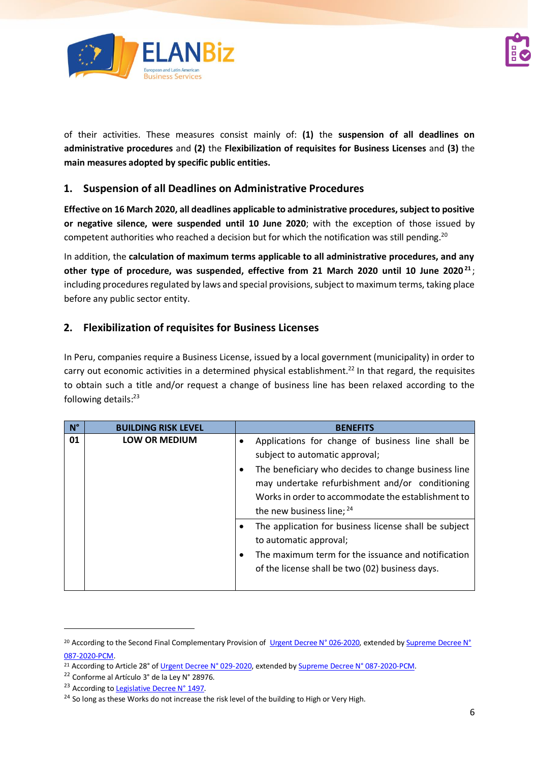of their activities. These measures consist mainly of: **(1)** the **suspension of all deadlines on administrative procedures** and **(2)** the **Flexibilization of requisites for Business Licenses** and **(3)** the **main measures adopted by specific public entities.**

## 1. Suspension of all Deadlines on Administrative Procedures

**Effective on 16 March 2020, all deadlines applicable to administrative procedures, subject to positive or negative silence, were suspended until 10 June 2020**; with the exception of those issued by competent authorities who reached a decision but for which the notification was still pending.[20]

In addition, the **calculation of maximum terms applicable to all administrative procedures, and any other type of procedure, was suspended, effective from 21 March 2020 until 10 June 2020**[21]; including procedures regulated by laws and special provisions, subject to maximum terms, taking place before any public sector entity.

## 2. Flexibilization of requisites for Business Licenses

In Peru, companies require a Business License, issued by a local government (municipality) in order to carry out economic activities in a determined physical establishment.[22] In that regard, the requisites to obtain such a title and/or request a change of business line has been relaxed according to the following details:[23]

| N° | BUILDING RISK LEVEL | BENEFITS |
|---|---|---|
| 01 | LOW OR MEDIUM | • Applications for change of business line shall be subject to automatic approval; • The beneficiary who decides to change business line may undertake refurbishment and/or conditioning Works in order to accommodate the establishment to the new business line; [24] |
| | | • The application for business license shall be subject to automatic approval; • The maximum term for the issuance and notification of the license shall be two (02) business days. |

---

[20] According to the Second Final Complementary Provision of Urgent Decree N° 026-2020, extended by Supreme Decree N° 087-2020-PCM.

[21] According to Article 28° of Urgent Decree N° 029-2020, extended by Supreme Decree N° 087-2020-PCM.

[22] Conforme al Artículo 3° de la Ley N° 28976.

[23] According to Legislative Decree N° 1497.

[24] So long as these Works do not increase the risk level of the building to High or Very High.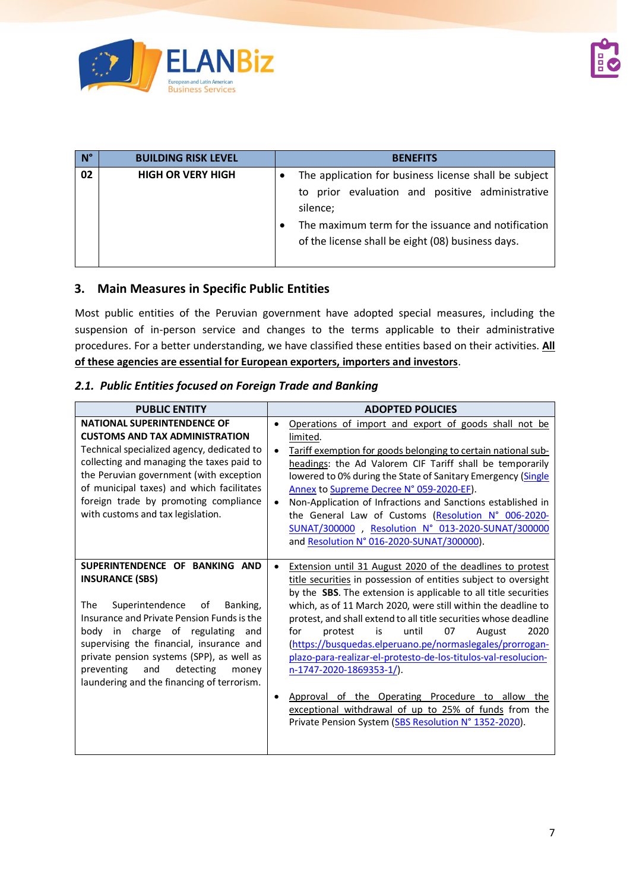| N° | BUILDING RISK LEVEL | BENEFITS |
|---|---|---|
| 02 | HIGH OR VERY HIGH | • The application for business license shall be subject to prior evaluation and positive administrative silence;<br>• The maximum term for the issuance and notification of the license shall be eight (08) business days. |

## 3. Main Measures in Specific Public Entities

Most public entities of the Peruvian government have adopted special measures, including the suspension of in-person service and changes to the terms applicable to their administrative procedures. For a better understanding, we have classified these entities based on their activities. **All of these agencies are essential for European exporters, importers and investors**.

### 2.1. Public Entities focused on Foreign Trade and Banking

| PUBLIC ENTITY | ADOPTED POLICIES |
|---|---|
| **NATIONAL SUPERINTENDENCE OF CUSTOMS AND TAX ADMINISTRATION**<br>Technical specialized agency, dedicated to collecting and managing the taxes paid to the Peruvian government (with exception of municipal taxes) and which facilitates foreign trade by promoting compliance with customs and tax legislation. | • Operations of import and export of goods shall not be limited.<br>• Tariff exemption for goods belonging to certain national sub-headings: the Ad Valorem CIF Tariff shall be temporarily lowered to 0% during the State of Sanitary Emergency (Single Annex to Supreme Decree N° 059-2020-EF).<br>• Non-Application of Infractions and Sanctions established in the General Law of Customs (Resolution N° 006-2020-SUNAT/300000 , Resolution N° 013-2020-SUNAT/300000 and Resolution N° 016-2020-SUNAT/300000). |
| **SUPERINTENDENCE OF BANKING AND INSURANCE (SBS)**<br><br>The Superintendence of Banking, Insurance and Private Pension Funds is the body in charge of regulating and supervising the financial, insurance and private pension systems (SPP), as well as preventing and detecting money laundering and the financing of terrorism. | • Extension until 31 August 2020 of the deadlines to protest title securities in possession of entities subject to oversight by the **SBS**. The extension is applicable to all title securities which, as of 11 March 2020, were still within the deadline to protest, and shall extend to all title securities whose deadline for protest is until 07 August 2020 (https://busquedas.elperuano.pe/normaslegales/prorrogan-plazo-para-realizar-el-protesto-de-los-titulos-val-resolucion-n-1747-2020-1869353-1/).<br><br>• Approval of the Operating Procedure to allow the exceptional withdrawal of up to 25% of funds from the Private Pension System (SBS Resolution N° 1352-2020). |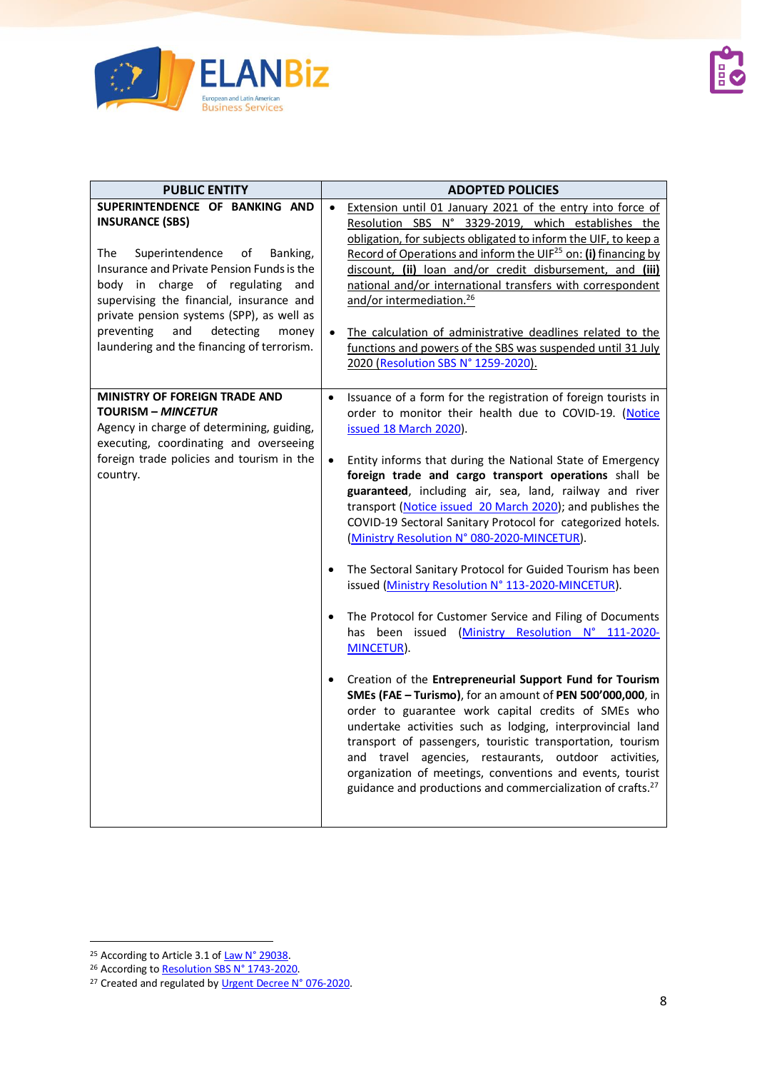| PUBLIC ENTITY | ADOPTED POLICIES |
|---|---|
| **SUPERINTENDENCE OF BANKING AND INSURANCE (SBS)**<br><br>The Superintendence of Banking, Insurance and Private Pension Funds is the body in charge of regulating and supervising the financial, insurance and private pension systems (SPP), as well as preventing and detecting money laundering and the financing of terrorism. | • Extension until 01 January 2021 of the entry into force of Resolution SBS N° 3329-2019, which establishes the obligation, for subjects obligated to inform the UIF, to keep a Record of Operations and inform the UIF[25] on: **(i)** financing by discount, **(ii)** loan and/or credit disbursement, and **(iii)** national and/or international transfers with correspondent and/or intermediation.[26]<br><br>• The calculation of administrative deadlines related to the functions and powers of the SBS was suspended until 31 July 2020 (Resolution SBS N° 1259-2020). |
| **MINISTRY OF FOREIGN TRADE AND TOURISM – *MINCETUR***<br>Agency in charge of determining, guiding, executing, coordinating and overseeing foreign trade policies and tourism in the country. | • Issuance of a form for the registration of foreign tourists in order to monitor their health due to COVID-19. (Notice issued 18 March 2020).<br><br>• Entity informs that during the National State of Emergency **foreign trade and cargo transport operations** shall be **guaranteed**, including air, sea, land, railway and river transport (Notice issued 20 March 2020); and publishes the COVID-19 Sectoral Sanitary Protocol for categorized hotels. (Ministry Resolution N° 080-2020-MINCETUR).<br><br>• The Sectoral Sanitary Protocol for Guided Tourism has been issued (Ministry Resolution N° 113-2020-MINCETUR).<br><br>• The Protocol for Customer Service and Filing of Documents has been issued (Ministry Resolution N° 111-2020-MINCETUR).<br><br>• Creation of the **Entrepreneurial Support Fund for Tourism SMEs (FAE – Turismo)**, for an amount of **PEN 500'000,000**, in order to guarantee work capital credits of SMEs who undertake activities such as lodging, interprovincial land transport of passengers, touristic transportation, tourism and travel agencies, restaurants, outdoor activities, organization of meetings, conventions and events, tourist guidance and productions and commercialization of crafts.[27] |

[25] According to Article 3.1 of Law N° 29038.
[26] According to Resolution SBS N° 1743-2020.
[27] Created and regulated by Urgent Decree N° 076-2020.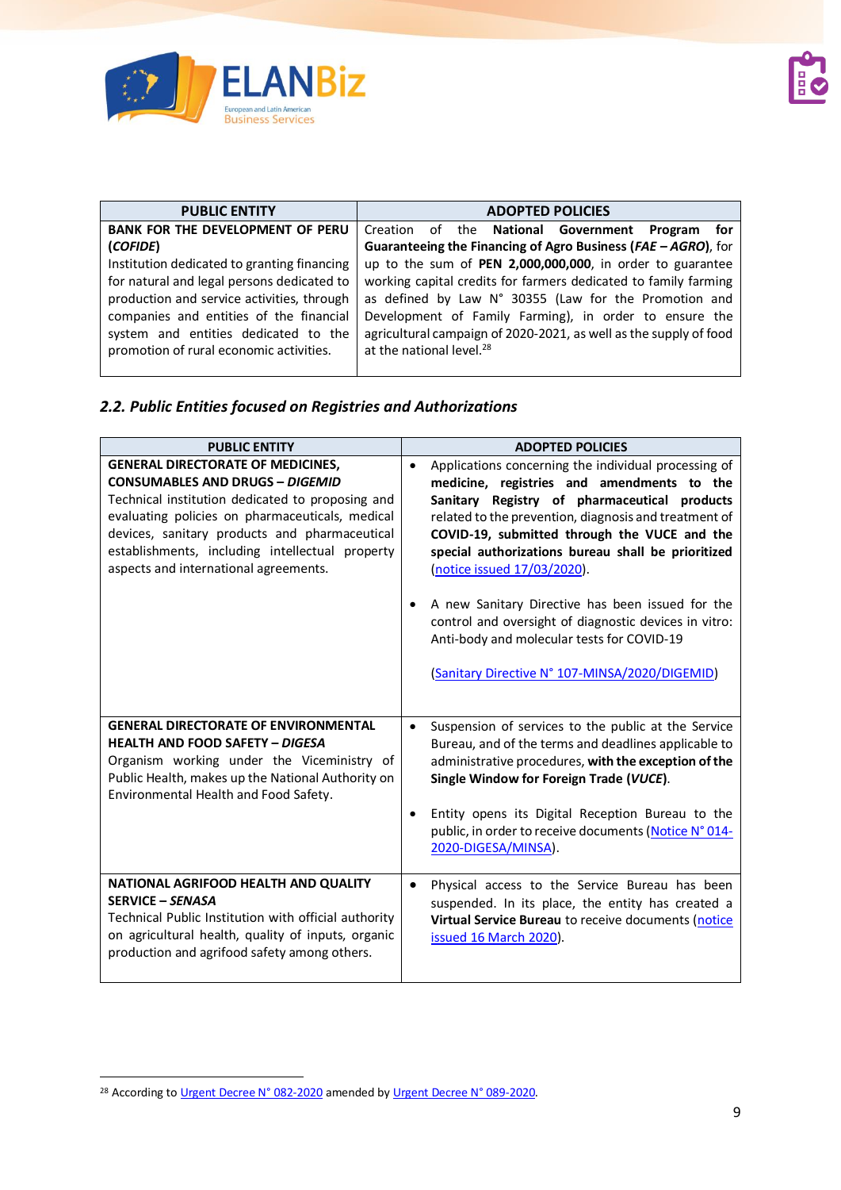| PUBLIC ENTITY | ADOPTED POLICIES |
|---|---|
| **BANK FOR THE DEVELOPMENT OF PERU (*COFIDE*)** Institution dedicated to granting financing for natural and legal persons dedicated to production and service activities, through companies and entities of the financial system and entities dedicated to the promotion of rural economic activities. | Creation of the **National Government Program for Guaranteeing the Financing of Agro Business (*FAE – AGRO*)**, for up to the sum of **PEN 2,000,000,000**, in order to guarantee working capital credits for farmers dedicated to family farming as defined by Law N° 30355 (Law for the Promotion and Development of Family Farming), in order to ensure the agricultural campaign of 2020-2021, as well as the supply of food at the national level.[28] |

### *2.2. Public Entities focused on Registries and Authorizations*

| PUBLIC ENTITY | ADOPTED POLICIES |
|---|---|
| **GENERAL DIRECTORATE OF MEDICINES, CONSUMABLES AND DRUGS – *DIGEMID*** Technical institution dedicated to proposing and evaluating policies on pharmaceuticals, medical devices, sanitary products and pharmaceutical establishments, including intellectual property aspects and international agreements. | • Applications concerning the individual processing of **medicine, registries and amendments to the Sanitary Registry of pharmaceutical products** related to the prevention, diagnosis and treatment of **COVID-19, submitted through the VUCE and the special authorizations bureau shall be prioritized** (notice issued 17/03/2020).<br><br>• A new Sanitary Directive has been issued for the control and oversight of diagnostic devices in vitro: Anti-body and molecular tests for COVID-19<br><br>(Sanitary Directive N° 107-MINSA/2020/DIGEMID) |
| **GENERAL DIRECTORATE OF ENVIRONMENTAL HEALTH AND FOOD SAFETY – *DIGESA*** Organism working under the Viceministry of Public Health, makes up the National Authority on Environmental Health and Food Safety. | • Suspension of services to the public at the Service Bureau, and of the terms and deadlines applicable to administrative procedures, **with the exception of the Single Window for Foreign Trade (*VUCE*)**.<br><br>• Entity opens its Digital Reception Bureau to the public, in order to receive documents (Notice N° 014-2020-DIGESA/MINSA). |
| **NATIONAL AGRIFOOD HEALTH AND QUALITY SERVICE – *SENASA*** Technical Public Institution with official authority on agricultural health, quality of inputs, organic production and agrifood safety among others. | • Physical access to the Service Bureau has been suspended. In its place, the entity has created a **Virtual Service Bureau** to receive documents (notice issued 16 March 2020). |

[28] According to Urgent Decree N° 082-2020 amended by Urgent Decree N° 089-2020.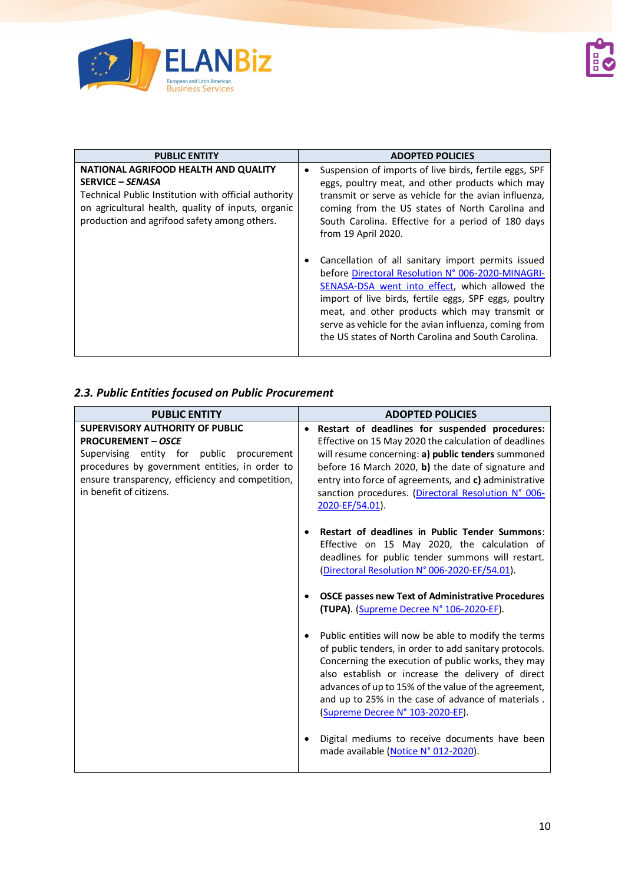| PUBLIC ENTITY | ADOPTED POLICIES |
|---|---|
| **NATIONAL AGRIFOOD HEALTH AND QUALITY SERVICE – *SENASA*** Technical Public Institution with official authority on agricultural health, quality of inputs, organic production and agrifood safety among others. | • Suspension of imports of live birds, fertile eggs, SPF eggs, poultry meat, and other products which may transmit or serve as vehicle for the avian influenza, coming from the US states of North Carolina and South Carolina. Effective for a period of 180 days from 19 April 2020. <br><br> • Cancellation of all sanitary import permits issued before Directoral Resolution N° 006-2020-MINAGRI-SENASA-DSA went into effect, which allowed the import of live birds, fertile eggs, SPF eggs, poultry meat, and other products which may transmit or serve as vehicle for the avian influenza, coming from the US states of North Carolina and South Carolina. |

## *2.3. Public Entities focused on Public Procurement*

| PUBLIC ENTITY | ADOPTED POLICIES |
|---|---|
| **SUPERVISORY AUTHORITY OF PUBLIC PROCUREMENT – *OSCE*** Supervising entity for public procurement procedures by government entities, in order to ensure transparency, efficiency and competition, in benefit of citizens. | • **Restart of deadlines for suspended procedures:** Effective on 15 May 2020 the calculation of deadlines will resume concerning: **a) public tenders** summoned before 16 March 2020, **b)** the date of signature and entry into force of agreements, and **c)** administrative sanction procedures. (Directoral Resolution N° 006-2020-EF/54.01). <br><br> • **Restart of deadlines in Public Tender Summons**: Effective on 15 May 2020, the calculation of deadlines for public tender summons will restart. (Directoral Resolution N° 006-2020-EF/54.01). <br><br> • **OSCE passes new Text of Administrative Procedures (TUPA)**. (Supreme Decree N° 106-2020-EF). <br><br> • Public entities will now be able to modify the terms of public tenders, in order to add sanitary protocols. Concerning the execution of public works, they may also establish or increase the delivery of direct advances of up to 15% of the value of the agreement, and up to 25% in the case of advance of materials . (Supreme Decree N° 103-2020-EF). <br><br> • Digital mediums to receive documents have been made available (Notice N° 012-2020). |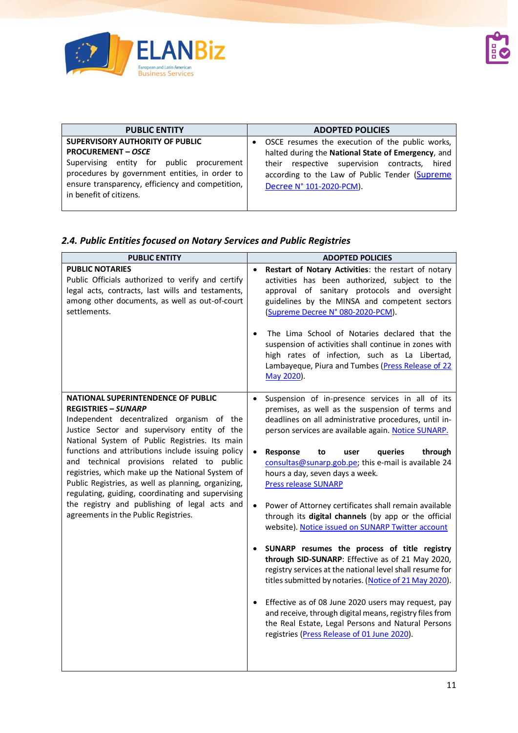| PUBLIC ENTITY | ADOPTED POLICIES |
|---|---|
| **SUPERVISORY AUTHORITY OF PUBLIC PROCUREMENT – *OSCE***<br>Supervising entity for public procurement procedures by government entities, in order to ensure transparency, efficiency and competition, in benefit of citizens. | • OSCE resumes the execution of the public works, halted during the **National State of Emergency**, and their respective supervision contracts, hired according to the Law of Public Tender (Supreme Decree N° 101-2020-PCM). |

### *2.4. Public Entities focused on Notary Services and Public Registries*

| PUBLIC ENTITY | ADOPTED POLICIES |
|---|---|
| **PUBLIC NOTARIES**<br>Public Officials authorized to verify and certify legal acts, contracts, last wills and testaments, among other documents, as well as out-of-court settlements. | • **Restart of Notary Activities**: the restart of notary activities has been authorized, subject to the approval of sanitary protocols and oversight guidelines by the MINSA and competent sectors (Supreme Decree N° 080-2020-PCM).<br><br>• The Lima School of Notaries declared that the suspension of activities shall continue in zones with high rates of infection, such as La Libertad, Lambayeque, Piura and Tumbes (Press Release of 22 May 2020). |
| **NATIONAL SUPERINTENDENCE OF PUBLIC REGISTRIES – *SUNARP***<br>Independent decentralized organism of the Justice Sector and supervisory entity of the National System of Public Registries. Its main functions and attributions include issuing policy and technical provisions related to public registries, which make up the National System of Public Registries, as well as planning, organizing, regulating, guiding, coordinating and supervising the registry and publishing of legal acts and agreements in the Public Registries. | • Suspension of in-presence services in all of its premises, as well as the suspension of terms and deadlines on all administrative procedures, until in-person services are available again. Notice SUNARP.<br><br>• **Response to user queries through** consultas@sunarp.gob.pe; this e-mail is available 24 hours a day, seven days a week. Press release SUNARP<br><br>• Power of Attorney certificates shall remain available through its **digital channels** (by app or the official website). Notice issued on SUNARP Twitter account<br><br>• **SUNARP resumes the process of title registry through SID-SUNARP**: Effective as of 21 May 2020, registry services at the national level shall resume for titles submitted by notaries. (Notice of 21 May 2020).<br><br>• Effective as of 08 June 2020 users may request, pay and receive, through digital means, registry files from the Real Estate, Legal Persons and Natural Persons registries (Press Release of 01 June 2020). |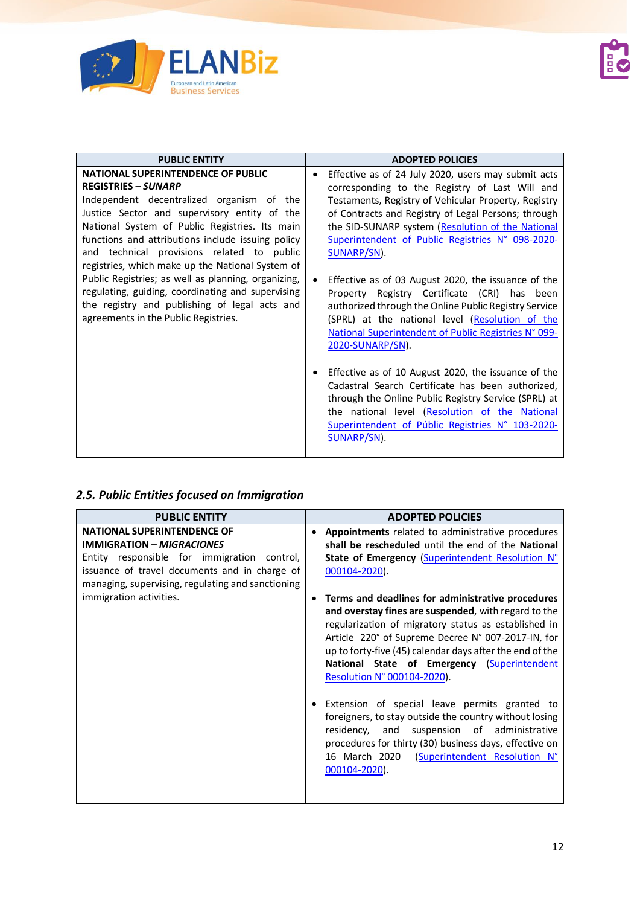| PUBLIC ENTITY | ADOPTED POLICIES |
|---|---|
| **NATIONAL SUPERINTENDENCE OF PUBLIC REGISTRIES – *SUNARP*** Independent decentralized organism of the Justice Sector and supervisory entity of the National System of Public Registries. Its main functions and attributions include issuing policy and technical provisions related to public registries, which make up the National System of Public Registries; as well as planning, organizing, regulating, guiding, coordinating and supervising the registry and publishing of legal acts and agreements in the Public Registries. | • Effective as of 24 July 2020, users may submit acts corresponding to the Registry of Last Will and Testaments, Registry of Vehicular Property, Registry of Contracts and Registry of Legal Persons; through the SID-SUNARP system (Resolution of the National Superintendent of Public Registries N° 098-2020-SUNARP/SN).<br><br>• Effective as of 03 August 2020, the issuance of the Property Registry Certificate (CRI) has been authorized through the Online Public Registry Service (SPRL) at the national level (Resolution of the National Superintendent of Public Registries N° 099-2020-SUNARP/SN).<br><br>• Effective as of 10 August 2020, the issuance of the Cadastral Search Certificate has been authorized, through the Online Public Registry Service (SPRL) at the national level (Resolution of the National Superintendent of Públic Registries N° 103-2020-SUNARP/SN). |

### *2.5. Public Entities focused on Immigration*

| PUBLIC ENTITY | ADOPTED POLICIES |
|---|---|
| **NATIONAL SUPERINTENDENCE OF IMMIGRATION – *MIGRACIONES*** Entity responsible for immigration control, issuance of travel documents and in charge of managing, supervising, regulating and sanctioning immigration activities. | • **Appointments** related to administrative procedures **shall be rescheduled** until the end of the **National State of Emergency** (Superintendent Resolution N° 000104-2020).<br><br>• **Terms and deadlines for administrative procedures and overstay fines are suspended**, with regard to the regularization of migratory status as established in Article 220° of Supreme Decree N° 007-2017-IN, for up to forty-five (45) calendar days after the end of the **National State of Emergency** (Superintendent Resolution N° 000104-2020).<br><br>• Extension of special leave permits granted to foreigners, to stay outside the country without losing residency, and suspension of administrative procedures for thirty (30) business days, effective on 16 March 2020 (Superintendent Resolution N° 000104-2020). |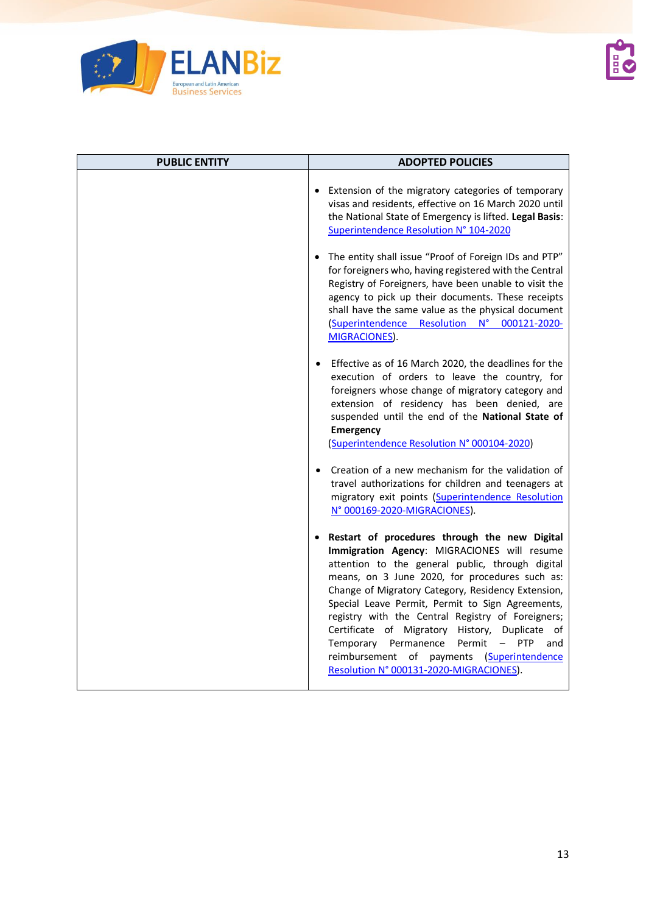| PUBLIC ENTITY | ADOPTED POLICIES |
|---|---|
| | • Extension of the migratory categories of temporary visas and residents, effective on 16 March 2020 until the National State of Emergency is lifted. **Legal Basis**: Superintendence Resolution N° 104-2020<br><br>• The entity shall issue "Proof of Foreign IDs and PTP" for foreigners who, having registered with the Central Registry of Foreigners, have been unable to visit the agency to pick up their documents. These receipts shall have the same value as the physical document (Superintendence Resolution N° 000121-2020-MIGRACIONES).<br><br>• Effective as of 16 March 2020, the deadlines for the execution of orders to leave the country, for foreigners whose change of migratory category and extension of residency has been denied, are suspended until the end of the **National State of Emergency** (Superintendence Resolution N° 000104-2020)<br><br>• Creation of a new mechanism for the validation of travel authorizations for children and teenagers at migratory exit points (Superintendence Resolution N° 000169-2020-MIGRACIONES).<br><br>• **Restart of procedures through the new Digital Immigration Agency**: MIGRACIONES will resume attention to the general public, through digital means, on 3 June 2020, for procedures such as: Change of Migratory Category, Residency Extension, Special Leave Permit, Permit to Sign Agreements, registry with the Central Registry of Foreigners; Certificate of Migratory History, Duplicate of Temporary Permanence Permit – PTP and reimbursement of payments (Superintendence Resolution N° 000131-2020-MIGRACIONES). |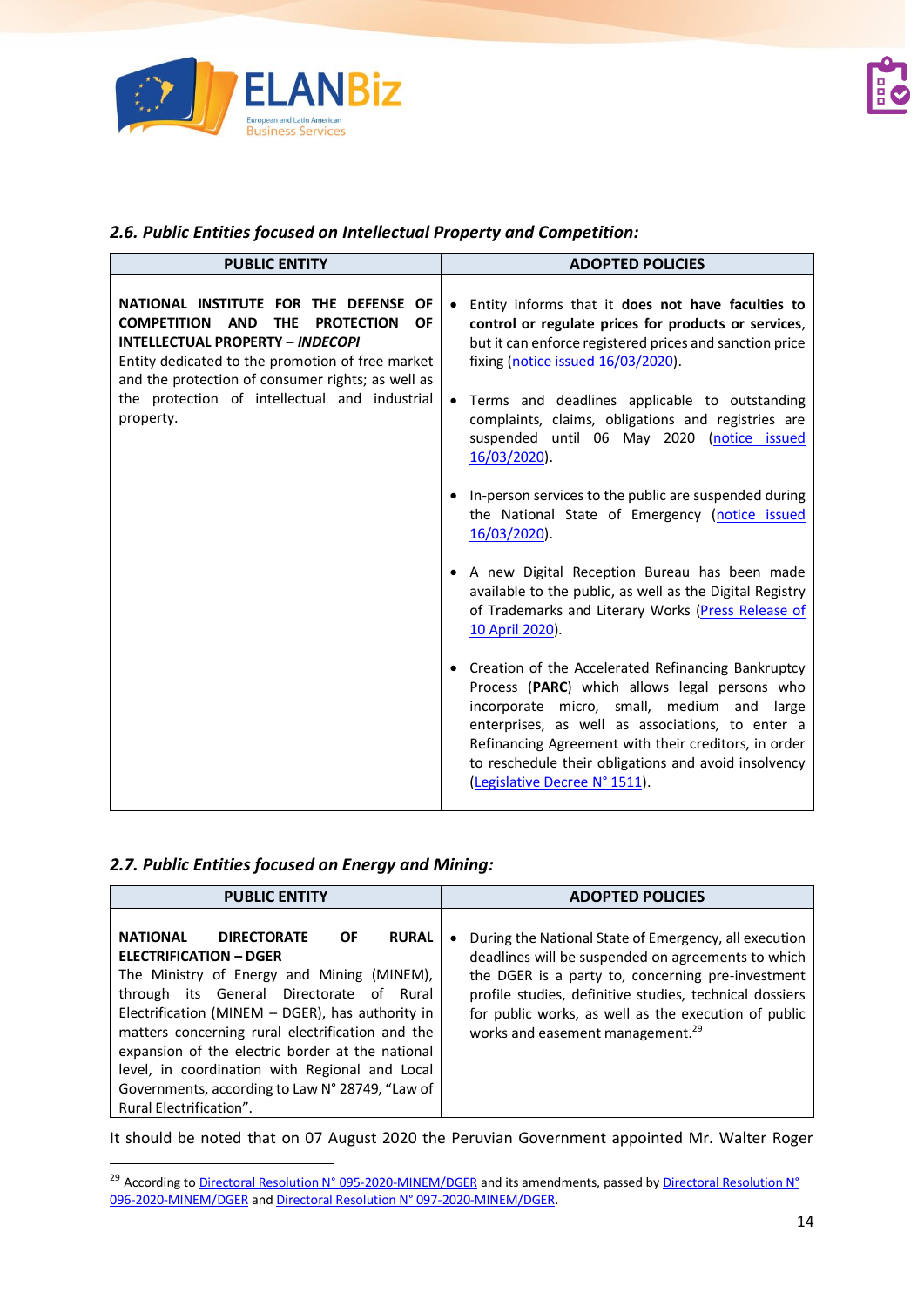### *2.6. Public Entities focused on Intellectual Property and Competition:*

| PUBLIC ENTITY | ADOPTED POLICIES |
|---|---|
| **NATIONAL INSTITUTE FOR THE DEFENSE OF COMPETITION AND THE PROTECTION OF INTELLECTUAL PROPERTY – *INDECOPI*** <br> Entity dedicated to the promotion of free market and the protection of consumer rights; as well as the protection of intellectual and industrial property. | • Entity informs that it **does not have faculties to control or regulate prices for products or services**, but it can enforce registered prices and sanction price fixing (notice issued 16/03/2020). <br> • Terms and deadlines applicable to outstanding complaints, claims, obligations and registries are suspended until 06 May 2020 (notice issued 16/03/2020). <br> • In-person services to the public are suspended during the National State of Emergency (notice issued 16/03/2020). <br> • A new Digital Reception Bureau has been made available to the public, as well as the Digital Registry of Trademarks and Literary Works (Press Release of 10 April 2020). <br> • Creation of the Accelerated Refinancing Bankruptcy Process (**PARC**) which allows legal persons who incorporate micro, small, medium and large enterprises, as well as associations, to enter a Refinancing Agreement with their creditors, in order to reschedule their obligations and avoid insolvency (Legislative Decree N° 1511). |

### *2.7. Public Entities focused on Energy and Mining:*

| PUBLIC ENTITY | ADOPTED POLICIES |
|---|---|
| **NATIONAL DIRECTORATE OF RURAL ELECTRIFICATION – DGER** <br> The Ministry of Energy and Mining (MINEM), through its General Directorate of Rural Electrification (MINEM – DGER), has authority in matters concerning rural electrification and the expansion of the electric border at the national level, in coordination with Regional and Local Governments, according to Law N° 28749, "Law of Rural Electrification". | • During the National State of Emergency, all execution deadlines will be suspended on agreements to which the DGER is a party to, concerning pre-investment profile studies, definitive studies, technical dossiers for public works, as well as the execution of public works and easement management.[29] |

It should be noted that on 07 August 2020 the Peruvian Government appointed Mr. Walter Roger

[29] According to Directoral Resolution N° 095-2020-MINEM/DGER and its amendments, passed by Directoral Resolution N° 096-2020-MINEM/DGER and Directoral Resolution N° 097-2020-MINEM/DGER.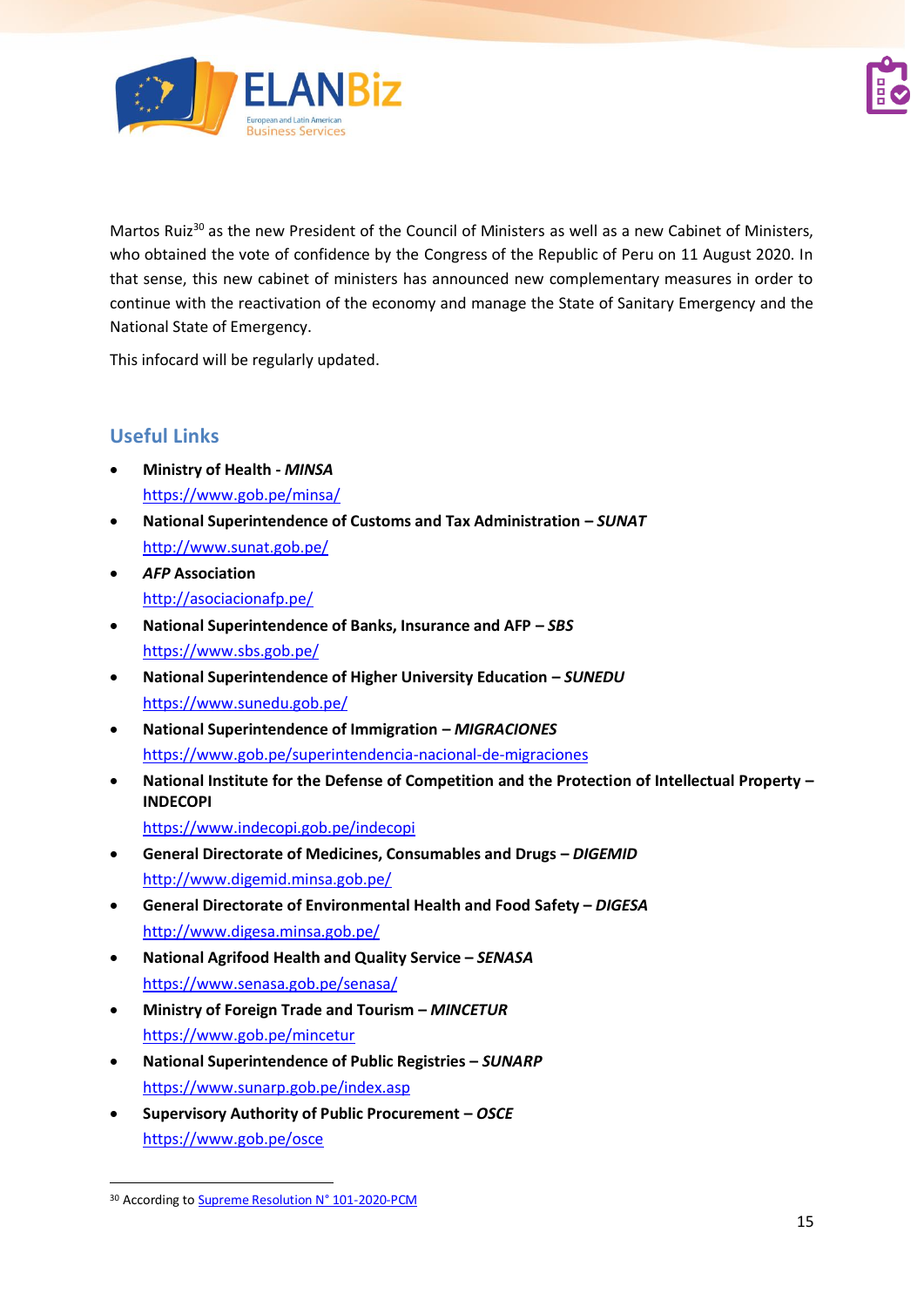Martos Ruiz[30] as the new President of the Council of Ministers as well as a new Cabinet of Ministers, who obtained the vote of confidence by the Congress of the Republic of Peru on 11 August 2020. In that sense, this new cabinet of ministers has announced new complementary measures in order to continue with the reactivation of the economy and manage the State of Sanitary Emergency and the National State of Emergency.

This infocard will be regularly updated.

## Useful Links

- **Ministry of Health - *MINSA***
  [https://www.gob.pe/minsa/](https://www.gob.pe/minsa/)
- **National Superintendence of Customs and Tax Administration – *SUNAT***
  [http://www.sunat.gob.pe/](http://www.sunat.gob.pe/)
- ***AFP* Association**
  [http://asociacionafp.pe/](http://asociacionafp.pe/)
- **National Superintendence of Banks, Insurance and AFP – *SBS***
  [https://www.sbs.gob.pe/](https://www.sbs.gob.pe/)
- **National Superintendence of Higher University Education – *SUNEDU***
  [https://www.sunedu.gob.pe/](https://www.sunedu.gob.pe/)
- **National Superintendence of Immigration – *MIGRACIONES***
  [https://www.gob.pe/superintendencia-nacional-de-migraciones](https://www.gob.pe/superintendencia-nacional-de-migraciones)
- **National Institute for the Defense of Competition and the Protection of Intellectual Property – INDECOPI**
  [https://www.indecopi.gob.pe/indecopi](https://www.indecopi.gob.pe/indecopi)
- **General Directorate of Medicines, Consumables and Drugs – *DIGEMID***
  [http://www.digemid.minsa.gob.pe/](http://www.digemid.minsa.gob.pe/)
- **General Directorate of Environmental Health and Food Safety – *DIGESA***
  [http://www.digesa.minsa.gob.pe/](http://www.digesa.minsa.gob.pe/)
- **National Agrifood Health and Quality Service – *SENASA***
  [https://www.senasa.gob.pe/senasa/](https://www.senasa.gob.pe/senasa/)
- **Ministry of Foreign Trade and Tourism – *MINCETUR***
  [https://www.gob.pe/mincetur](https://www.gob.pe/mincetur)
- **National Superintendence of Public Registries – *SUNARP***
  [https://www.sunarp.gob.pe/index.asp](https://www.sunarp.gob.pe/index.asp)
- **Supervisory Authority of Public Procurement – *OSCE***
  [https://www.gob.pe/osce](https://www.gob.pe/osce)

---

[30] According to Supreme Resolution N° 101-2020-PCM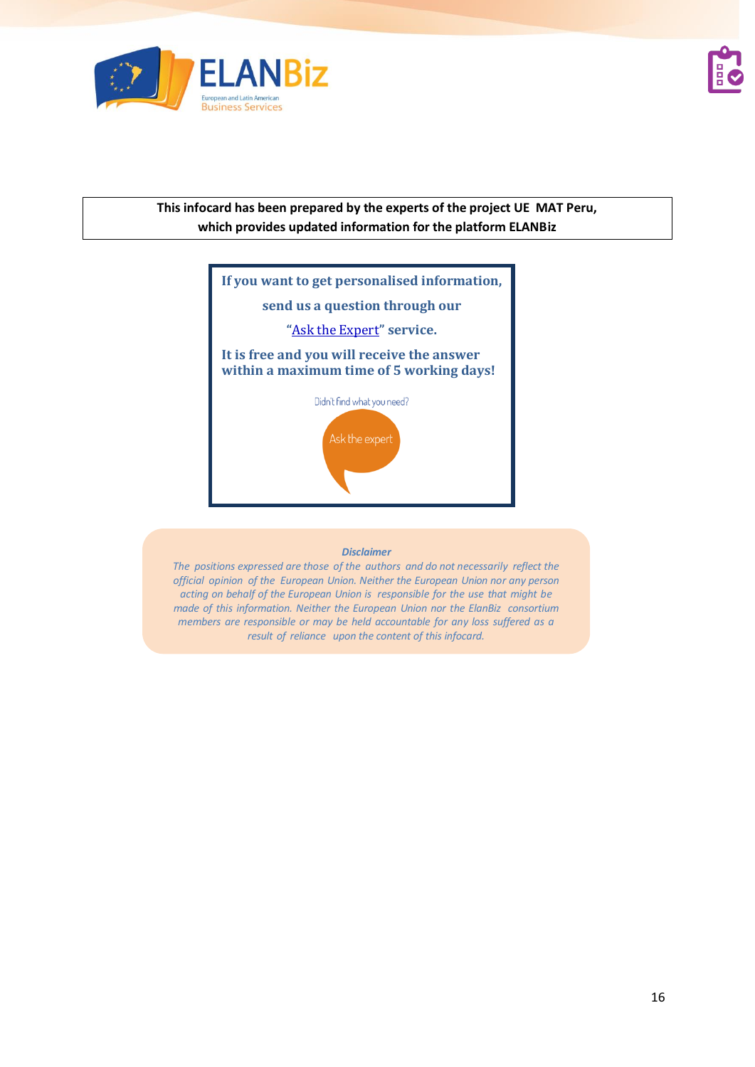**This infocard has been prepared by the experts of the project UE MAT Peru, which provides updated information for the platform ELANBiz**

**If you want to get personalised information, send us a question through our "Ask the Expert" service.**

**It is free and you will receive the answer within a maximum time of 5 working days!**

Didn't find what you need?

Ask the expert

***Disclaimer***

*The positions expressed are those of the authors and do not necessarily reflect the official opinion of the European Union. Neither the European Union nor any person acting on behalf of the European Union is responsible for the use that might be made of this information. Neither the European Union nor the ElanBiz consortium members are responsible or may be held accountable for any loss suffered as a result of reliance upon the content of this infocard.*